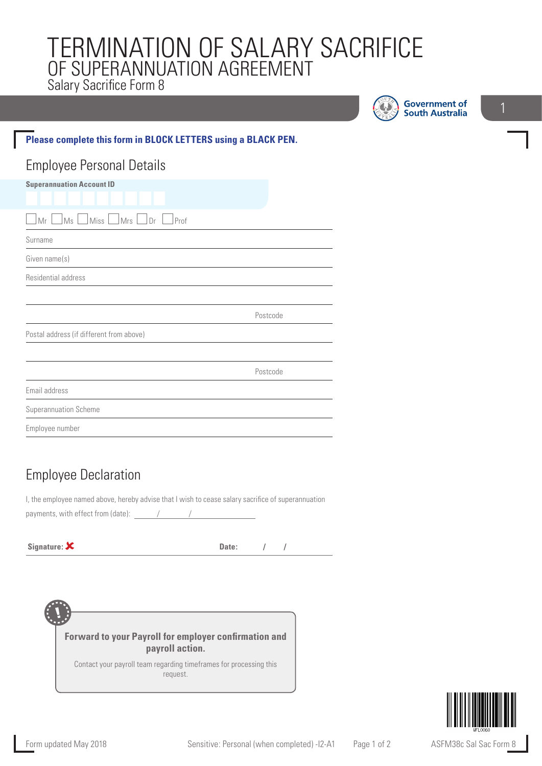# TERMINATION OF SALARY SACRIFICE OF SUPERANNUATION AGREEMENT

Salary Sacrifice Form 8

Government of South Australia

**Please complete this form in BLOCK LETTERS using a BLACK PEN.**

## Employee Personal Details

**Superannuation Account ID**

☐ Mr ☐ Ms ☐ Miss ☐ Mrs ☐ Dr ☐ Prof

Surname

Given name(s)

Residential address

Postcode

Postal address (if different from above)

Postcode

Email address

Superannuation Scheme

Employee number

## Employee Declaration

I, the employee named above, hereby advise that I wish to cease salary sacrifice of superannuation payments, with effect from (date): / /

**Signature:** ✘ **Date:** / /

**Forward to your Payroll for employer confirmation and payroll action.**

Contact your payroll team regarding timeframes for processing this request.

Form updated May 2018

Sensitive: Personal (when completed) -I2-A1

ASFM38c Sal Sac Form 8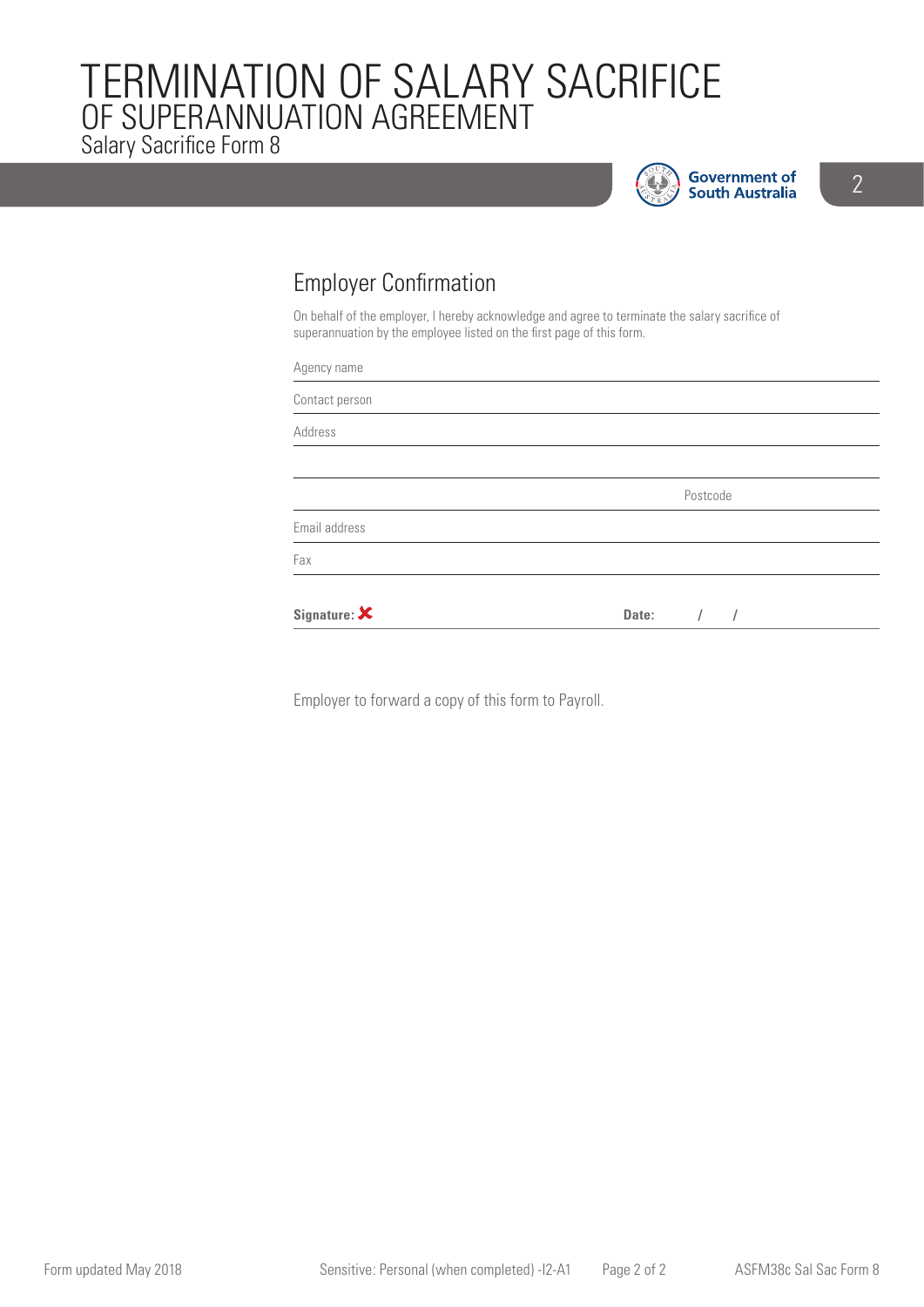# TERMINATION OF SALARY SACRIFICE OF SUPERANNUATION AGREEMENT

Salary Sacrifice Form 8

## Employer Confirmation

On behalf of the employer, I hereby acknowledge and agree to terminate the salary sacrifice of superannuation by the employee listed on the first page of this form.

Agency name

Contact person

Address

Postcode

Email address

Fax

**Signature:** ✘ **Date:** / /

Employer to forward a copy of this form to Payroll.